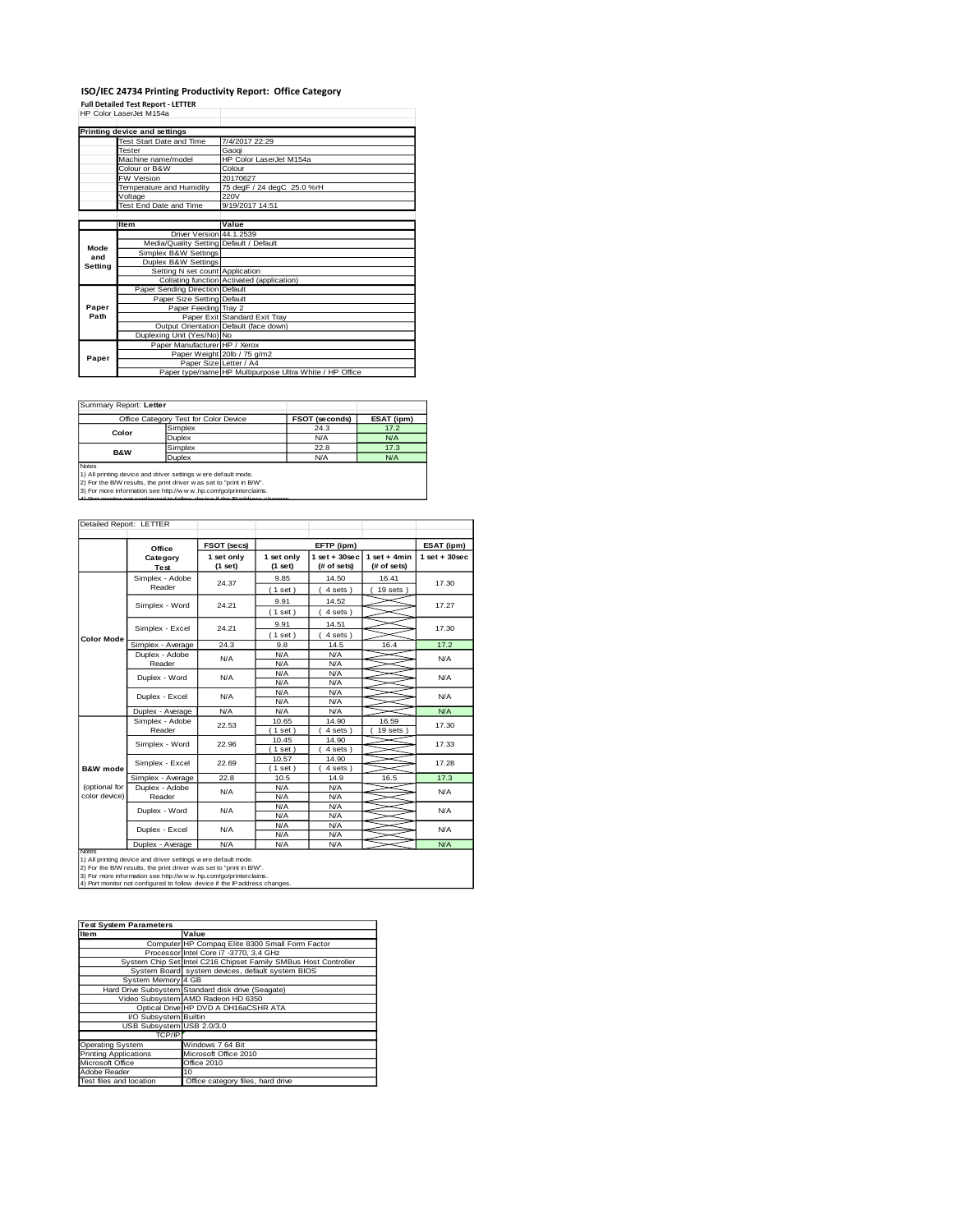# ISO/IEC 24734 Printing Productivity Report: Office Category

**Full Detailed Test Report - LETTER**

HP Color LaserJet M154a

| Printing device and settings | |
|---|---|
| Test Start Date and Time | 7/4/2017 22:29 |
| Tester | Gaoqi |
| Machine name/model | HP Color LaserJet M154a |
| Colour or B&W | Colour |
| FW Version | 20170627 |
| Temperature and Humidity | 75 degF / 24 degC 25.0 %rH |
| Voltage | 220V |
| Test End Date and Time | 9/19/2017 14:51 |

| | Item | Value |
|---|---|---|
| Mode and Setting | Driver Version | 44.1.2539 |
| | Media/Quality Setting | Default / Default |
| | Simplex B&W Settings | |
| | Duplex B&W Settings | |
| | Setting N set count | Application |
| | Collating function | Activated (application) |
| Paper Path | Paper Sending Direction | Default |
| | Paper Size Setting | Default |
| | Paper Feeding | Tray 2 |
| | Paper Exit | Standard Exit Tray |
| | Output Orientation | Default (face down) |
| | Duplexing Unit (Yes/No) | No |
| Paper | Paper Manufacturer | HP / Xerox |
| | Paper Weight | 20lb / 75 g/m2 |
| | Paper Size | Letter / A4 |
| | Paper type/name | HP Multipurpose Ultra White / HP Office |

Summary Report: **Letter**

| Office Category Test for Color Device | | FSOT (seconds) | ESAT (ipm) |
|---|---|---|---|
| Color | Simplex | 24.3 | 17.2 |
| | Duplex | N/A | N/A |
| B&W | Simplex | 22.8 | 17.3 |
| | Duplex | N/A | N/A |

Notes
1) All printing device and driver settings were default mode.
2) For the B/W results, the print driver was set to "print in B/W".
3) For more information see http://www.hp.com/go/printerclaims.
4) Port monitor not configured to follow device if the IP address changes.

Detailed Report: LETTER

| | Office Category Test | FSOT (secs) 1 set only (1 set) | EFTP (ipm) 1 set only (1 set) | EFTP (ipm) 1 set + 30sec (# of sets) | EFTP (ipm) 1 set + 4min (# of sets) | ESAT (ipm) 1 set + 30sec |
|---|---|---|---|---|---|---|
| Color Mode | Simplex - Adobe Reader | 24.37 | 9.85 (1 set) | 14.50 (4 sets) | 16.41 (19 sets) | 17.30 |
| | Simplex - Word | 24.21 | 9.91 (1 set) | 14.52 (4 sets) | | 17.27 |
| | Simplex - Excel | 24.21 | 9.91 (1 set) | 14.51 (4 sets) | | 17.30 |
| | Simplex - Average | 24.3 | 9.8 | 14.5 | 16.4 | 17.2 |
| | Duplex - Adobe Reader | N/A | N/A N/A | N/A N/A | | N/A |
| | Duplex - Word | N/A | N/A N/A | N/A N/A | | N/A |
| | Duplex - Excel | N/A | N/A N/A | N/A N/A | | N/A |
| | Duplex - Average | N/A | N/A | N/A | | N/A |
| B&W mode (optional for color device) | Simplex - Adobe Reader | 22.53 | 10.65 (1 set) | 14.90 (4 sets) | 16.59 (19 sets) | 17.30 |
| | Simplex - Word | 22.96 | 10.45 (1 set) | 14.90 (4 sets) | | 17.33 |
| | Simplex - Excel | 22.69 | 10.57 (1 set) | 14.90 (4 sets) | | 17.28 |
| | Simplex - Average | 22.8 | 10.5 | 14.9 | 16.5 | 17.3 |
| | Duplex - Adobe Reader | N/A | N/A N/A | N/A N/A | | N/A |
| | Duplex - Word | N/A | N/A N/A | N/A N/A | | N/A |
| | Duplex - Excel | N/A | N/A N/A | N/A N/A | | N/A |
| | Duplex - Average | N/A | N/A | N/A | | N/A |

Notes
1) All printing device and driver settings were default mode.
2) For the B/W results, the print driver was set to "print in B/W".
3) For more information see http://www.hp.com/go/printerclaims.
4) Port monitor not configured to follow device if the IP address changes.

| Test System Parameters | |
|---|---|
| **Item** | **Value** |
| Computer | HP Compaq Elite 8300 Small Form Factor |
| Processor | Intel Core i7 -3770, 3.4 GHz |
| System Chip Set | Intel C216 Chipset Family SMBus Host Controller |
| System Board | system devices, default system BIOS |
| System Memory | 4 GB |
| Hard Drive Subsystem | Standard disk drive (Seagate) |
| Video Subsystem | AMD Radeon HD 6350 |
| Optical Drive | HP DVD A DH16aCSHR ATA |
| I/O Subsystem | Builtin |
| USB Subsystem | USB 2.0/3.0 |
| TCP/IP | |
| Operating System | Windows 7 64 Bit |
| Printing Applications | Microsoft Office 2010 |
| Microsoft Office | Office 2010 |
| Adobe Reader | 10 |
| Test files and location | Office category files, hard drive |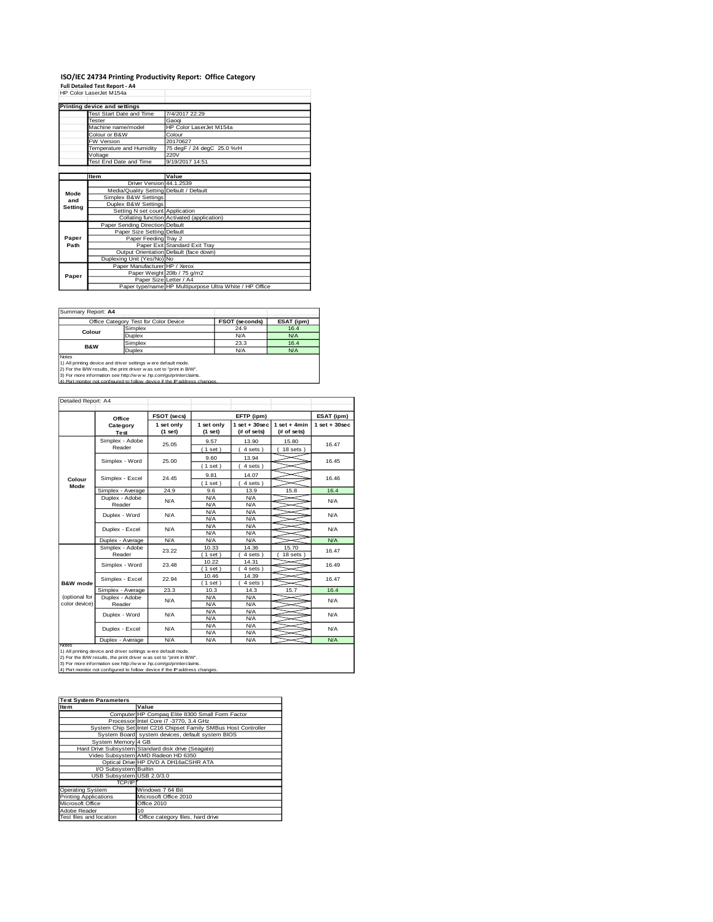# ISO/IEC 24734 Printing Productivity Report: Office Category

**Full Detailed Test Report - A4**

HP Color LaserJet M154a

| Printing device and settings | |
|---|---|
| Test Start Date and Time | 7/4/2017 22:29 |
| Tester | Gaoqi |
| Machine name/model | HP Color LaserJet M154a |
| Colour or B&W | Colour |
| FW Version | 20170627 |
| Temperature and Humidity | 75 degF / 24 degC 25.0 %rH |
| Voltage | 220V |
| Test End Date and Time | 9/19/2017 14:51 |

| | Item | Value |
|---|---|---|
| Mode and Setting | Driver Version | 44.1.2539 |
| | Media/Quality Setting | Default / Default |
| | Simplex B&W Settings | |
| | Duplex B&W Settings | |
| | Setting N set count | Application |
| | Collating function | Activated (application) |
| Paper Path | Paper Sending Direction | Default |
| | Paper Size Setting | Default |
| | Paper Feeding | Tray 2 |
| | Paper Exit | Standard Exit Tray |
| | Output Orientation | Default (face down) |
| | Duplexing Unit (Yes/No) | No |
| Paper | Paper Manufacturer | HP / Xerox |
| | Paper Weight | 20lb / 75 g/m2 |
| | Paper Size | Letter / A4 |
| | Paper type/name | HP Multipurpose Ultra White / HP Office |

Summary Report: **A4**

| Office Category Test for Color Device | | FSOT (seconds) | ESAT (ipm) |
|---|---|---|---|
| Colour | Simplex | 24.9 | 16.4 |
| | Duplex | N/A | N/A |
| B&W | Simplex | 23.3 | 16.4 |
| | Duplex | N/A | N/A |

Notes
1) All printing device and driver settings were default mode.
2) For the B/W results, the print driver was set to "print in B/W".
3) For more information see http://www.hp.com/go/printerclaims.
4) Port monitor not configured to follow device if the IP address changes.

Detailed Report: A4

| | Office Category Test | FSOT (secs) 1 set only (1 set) | EFTP (ipm) 1 set only (1 set) | EFTP (ipm) 1 set + 30sec (# of sets) | EFTP (ipm) 1 set + 4min (# of sets) | ESAT (ipm) 1 set + 30sec |
|---|---|---|---|---|---|---|
| Colour Mode | Simplex - Adobe Reader | 25.05 | 9.57 (1 set) | 13.90 (4 sets) | 15.80 (18 sets) | 16.47 |
| | Simplex - Word | 25.00 | 9.60 (1 set) | 13.94 (4 sets) | | 16.45 |
| | Simplex - Excel | 24.45 | 9.81 (1 set) | 14.07 (4 sets) | | 16.46 |
| | Simplex - Average | 24.9 | 9.6 | 13.9 | 15.8 | 16.4 |
| | Duplex - Adobe Reader | N/A | N/A N/A | N/A N/A | | N/A |
| | Duplex - Word | N/A | N/A N/A | N/A N/A | | N/A |
| | Duplex - Excel | N/A | N/A N/A | N/A N/A | | N/A |
| | Duplex - Average | N/A | N/A | N/A | | N/A |
| B&W mode (optional for color device) | Simplex - Adobe Reader | 23.22 | 10.33 (1 set) | 14.36 (4 sets) | 15.70 (18 sets) | 16.47 |
| | Simplex - Word | 23.48 | 10.22 (1 set) | 14.31 (4 sets) | | 16.49 |
| | Simplex - Excel | 22.94 | 10.46 (1 set) | 14.39 (4 sets) | | 16.47 |
| | Simplex - Average | 23.3 | 10.3 | 14.3 | 15.7 | 16.4 |
| | Duplex - Adobe Reader | N/A | N/A N/A | N/A N/A | | N/A |
| | Duplex - Word | N/A | N/A N/A | N/A N/A | | N/A |
| | Duplex - Excel | N/A | N/A N/A | N/A N/A | | N/A |
| | Duplex - Average | N/A | N/A | N/A | | N/A |

Notes
1) All printing device and driver settings were default mode.
2) For the B/W results, the print driver was set to "print in B/W".
3) For more information see http://www.hp.com/go/printerclaims.
4) Port monitor not configured to follow device if the IP address changes.

| Test System Parameters | |
|---|---|
| **Item** | **Value** |
| Computer | HP Compaq Elite 8300 Small Form Factor |
| Processor | Intel Core i7 -3770, 3.4 GHz |
| System Chip Set | Intel C216 Chipset Family SMBus Host Controller |
| System Board | system devices, default system BIOS |
| System Memory | 4 GB |
| Hard Drive Subsystem | Standard disk drive (Seagate) |
| Video Subsystem | AMD Radeon HD 6350 |
| Optical Drive | HP DVD A DH16aCSHR ATA |
| I/O Subsystem | Builtin |
| USB Subsystem | USB 2.0/3.0 |
| TCP/IP | |
| Operating System | Windows 7 64 Bit |
| Printing Applications | Microsoft Office 2010 |
| Microsoft Office | Office 2010 |
| Adobe Reader | 10 |
| Test files and location | Office category files, hard drive |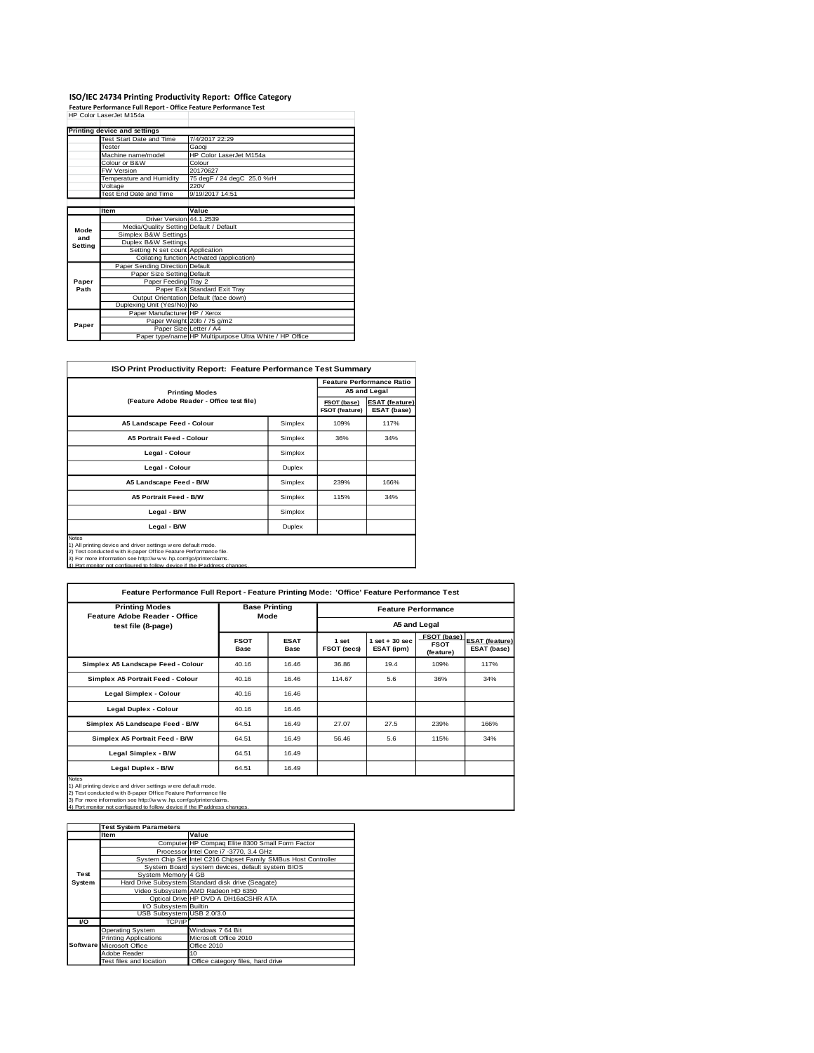# ISO/IEC 24734 Printing Productivity Report: Office Category

**Feature Performance Full Report - Office Feature Performance Test**

HP Color LaserJet M154a

| Printing device and settings | |
|---|---|
| Test Start Date and Time | 7/4/2017 22:29 |
| Tester | Gaoqi |
| Machine name/model | HP Color LaserJet M154a |
| Colour or B&W | Colour |
| FW Version | 20170627 |
| Temperature and Humidity | 75 degF / 24 degC 25.0 %rH |
| Voltage | 220V |
| Test End Date and Time | 9/19/2017 14:51 |

| | Item | Value |
|---|---|---|
| Mode and Setting | Driver Version | 44.1.2539 |
| | Media/Quality Setting | Default / Default |
| | Simplex B&W Settings | |
| | Duplex B&W Settings | |
| | Setting N set count | Application |
| | Collating function | Activated (application) |
| Paper Path | Paper Sending Direction | Default |
| | Paper Size Setting | Default |
| | Paper Feeding | Tray 2 |
| | Paper Exit | Standard Exit Tray |
| | Output Orientation | Default (face down) |
| | Duplexing Unit (Yes/No) | No |
| Paper | Paper Manufacturer | HP / Xerox |
| | Paper Weight | 20lb / 75 g/m2 |
| | Paper Size | Letter / A4 |
| | Paper type/name | HP Multipurpose Ultra White / HP Office |

## ISO Print Productivity Report: Feature Performance Test Summary

| Printing Modes (Feature Adobe Reader - Office test file) | | Feature Performance Ratio A5 and Legal | |
|---|---|---|---|
| | | FSOT (base) / FSOT (feature) | ESAT (feature) / ESAT (base) |
| A5 Landscape Feed - Colour | Simplex | 109% | 117% |
| A5 Portrait Feed - Colour | Simplex | 36% | 34% |
| Legal - Colour | Simplex | | |
| Legal - Colour | Duplex | | |
| A5 Landscape Feed - B/W | Simplex | 239% | 166% |
| A5 Portrait Feed - B/W | Simplex | 115% | 34% |
| Legal - B/W | Simplex | | |
| Legal - B/W | Duplex | | |

Notes
1) All printing device and driver settings were default mode.
2) Test conducted with 8-paper Office Feature Performance file.
3) For more information see http://www.hp.com/go/printerclaims.
4) Port monitor not configured to follow device if the IP address changes.

## Feature Performance Full Report - Feature Printing Mode: 'Office' Feature Performance Test

| Printing Modes Feature Adobe Reader - Office test file (8-page) | Base Printing Mode | | Feature Performance A5 and Legal | | | |
|---|---|---|---|---|---|---|
| | FSOT Base | ESAT Base | 1 set FSOT (secs) | 1 set + 30 sec ESAT (ipm) | FSOT (base) / FSOT (feature) | ESAT (feature) / ESAT (base) |
| Simplex A5 Landscape Feed - Colour | 40.16 | 16.46 | 36.86 | 19.4 | 109% | 117% |
| Simplex A5 Portrait Feed - Colour | 40.16 | 16.46 | 114.67 | 5.6 | 36% | 34% |
| Legal Simplex - Colour | 40.16 | 16.46 | | | | |
| Legal Duplex - Colour | 40.16 | 16.46 | | | | |
| Simplex A5 Landscape Feed - B/W | 64.51 | 16.49 | 27.07 | 27.5 | 239% | 166% |
| Simplex A5 Portrait Feed - B/W | 64.51 | 16.49 | 56.46 | 5.6 | 115% | 34% |
| Legal Simplex - B/W | 64.51 | 16.49 | | | | |
| Legal Duplex - B/W | 64.51 | 16.49 | | | | |

Notes
1) All printing device and driver settings were default mode.
2) Test conducted with 8-paper Office Feature Performance file
3) For more information see http://www.hp.com/go/printerclaims.
4) Port monitor not configured to follow device if the IP address changes.

| Test System Parameters | | |
|---|---|---|
| | Item | Value |
| Test System | Computer | HP Compaq Elite 8300 Small Form Factor |
| | Processor | Intel Core i7 -3770, 3.4 GHz |
| | System Chip Set | Intel C216 Chipset Family SMBus Host Controller |
| | System Board | system devices, default system BIOS |
| | System Memory | 4 GB |
| | Hard Drive Subsystem | Standard disk drive (Seagate) |
| | Video Subsystem | AMD Radeon HD 6350 |
| | Optical Drive | HP DVD A DH16aCSHR ATA |
| | I/O Subsystem | Builtin |
| | USB Subsystem | USB 2.0/3.0 |
| I/O | TCP/IP | |
| Software | Operating System | Windows 7 64 Bit |
| | Printing Applications | Microsoft Office 2010 |
| | Microsoft Office | Office 2010 |
| | Adobe Reader | 10 |
| | Test files and location | Office category files, hard drive |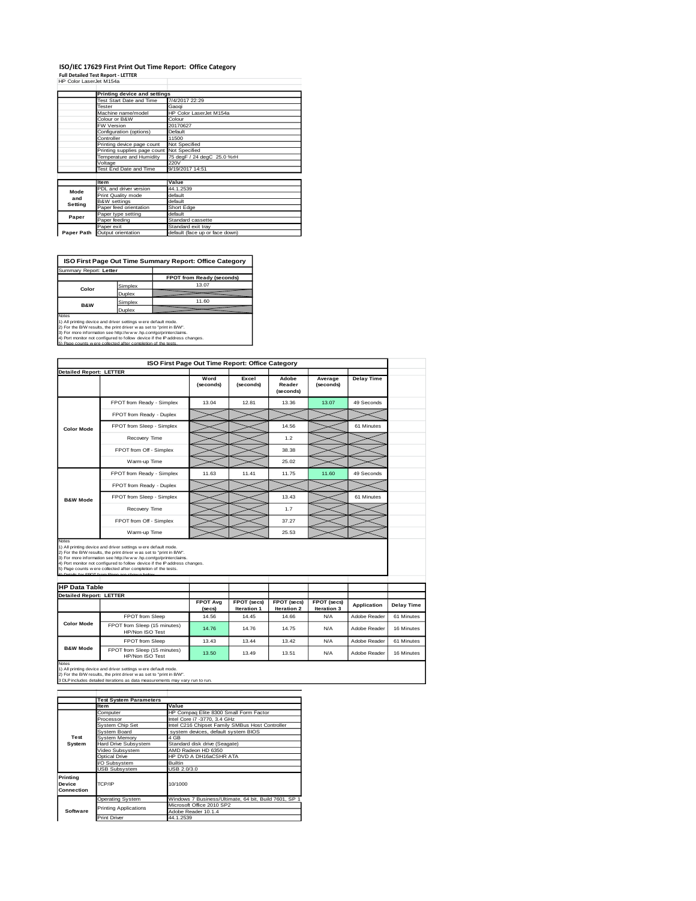# ISO/IEC 17629 First Print Out Time Report: Office Category

**Full Detailed Test Report - LETTER**

HP Color LaserJet M154a

| | Printing device and settings | |
|---|---|---|
| | Test Start Date and Time | 7/4/2017 22:29 |
| | Tester | Gaoqi |
| | Machine name/model | HP Color LaserJet M154a |
| | Colour or B&W | Colour |
| | FW Version | 20170627 |
| | Configuration (options) | Default |
| | Controller | 11500 |
| | Printing device page count | Not Specified |
| | Printing supplies page count | Not Specified |
| | Temperature and Humidity | 75 degF / 24 degC 25.0 %rH |
| | Voltage | 220V |
| | Test End Date and Time | 9/19/2017 14:51 |

| | Item | Value |
|---|---|---|
| Mode and Setting | PDL and driver version | 44.1.2539 |
| | Print Quality mode | default |
| | B&W settings | default |
| | Paper feed orientation | Short Edge |
| Paper | Paper type setting | default |
| | Paper feeding | Standard cassette |
| | Paper exit | Standard exit tray |
| Paper Path | Output orientation | default (face up or face down) |

**ISO First Page Out Time Summary Report: Office Category**

Summary Report: **Letter**

| | | FPOT from Ready (seconds) |
|---|---|---|
| Color | Simplex | 13.07 |
| | Duplex | |
| B&W | Simplex | 11.60 |
| | Duplex | |

Notes
1) All printing device and driver settings were default mode.
2) For the B/W results, the print driver was set to "print in B/W".
3) For more information see http://www.hp.com/go/printerclaims.
4) Port monitor not configured to follow device if the IP address changes.
5) Page counts were collected after completion of the tests.

**ISO First Page Out Time Report: Office Category**

**Detailed Report: LETTER**

| | | Word (seconds) | Excel (seconds) | Adobe Reader (seconds) | Average (seconds) | Delay Time |
|---|---|---|---|---|---|---|
| Color Mode | FPOT from Ready - Simplex | 13.04 | 12.81 | 13.36 | 13.07 | 49 Seconds |
| | FPOT from Ready - Duplex | | | | | |
| | FPOT from Sleep - Simplex | | | 14.56 | | 61 Minutes |
| | Recovery Time | | | 1.2 | | |
| | FPOT from Off - Simplex | | | 38.38 | | |
| | Warm-up Time | | | 25.02 | | |
| B&W Mode | FPOT from Ready - Simplex | 11.63 | 11.41 | 11.75 | 11.60 | 49 Seconds |
| | FPOT from Ready - Duplex | | | | | |
| | FPOT from Sleep - Simplex | | | 13.43 | | 61 Minutes |
| | Recovery Time | | | 1.7 | | |
| | FPOT from Off - Simplex | | | 37.27 | | |
| | Warm-up Time | | | 25.53 | | |

Notes
1) All printing device and driver settings were default mode.
2) For the B/W results, the print driver was set to "print in B/W".
3) For more information see http://www.hp.com/go/printerclaims.
4) Port monitor not configured to follow device if the IP address changes.
5) Page counts were collected after completion of the tests.
6) Details for FPOT from Sleep are shown below.

**HP Data Table**

**Detailed Report: LETTER**

| | | FPOT Avg (secs) | FPOT (secs) Iteration 1 | FPOT (secs) Iteration 2 | FPOT (secs) Iteration 3 | Application | Delay Time |
|---|---|---|---|---|---|---|---|
| Color Mode | FPOT from Sleep | 14.56 | 14.45 | 14.66 | N/A | Adobe Reader | 61 Minutes |
| | FPOT from Sleep (15 minutes) HP/Non ISO Test | 14.76 | 14.76 | 14.75 | N/A | Adobe Reader | 16 Minutes |
| B&W Mode | FPOT from Sleep | 13.43 | 13.44 | 13.42 | N/A | Adobe Reader | 61 Minutes |
| | FPOT from Sleep (15 minutes) HP/Non ISO Test | 13.50 | 13.49 | 13.51 | N/A | Adobe Reader | 16 Minutes |

Notes
1) All printing device and driver settings were default mode.
2) For the B/W results, the print driver was set to "print in B/W".
3 DLP includes detailed iterations as data measurements may vary run to run.

| | Test System Parameters | |
|---|---|---|
| | Item | Value |
| Test System | Computer | HP Compaq Elite 8300 Small Form Factor |
| | Processor | Intel Core i7 -3770, 3.4 GHz |
| | System Chip Set | Intel C216 Chipset Family SMBus Host Controller |
| | System Board | system devices, default system BIOS |
| | System Memory | 4 GB |
| | Hard Drive Subsystem | Standard disk drive (Seagate) |
| | Video Subsystem | AMD Radeon HD 6350 |
| | Optical Drive | HP DVD A DH16aCSHR ATA |
| | I/O Subsystem | Builtin |
| | USB Subsystem | USB 2.0/3.0 |
| Printing Device Connection | TCP/IP | 10/1000 |
| Software | Operating System | Windows 7 Business/Ultimate, 64 bit, Build 7601, SP 1 |
| | Printing Applications | Microsoft Office 2010 SP2 |
| | | Adobe Reader 10.1.4 |
| | Print Driver | 44.1.2539 |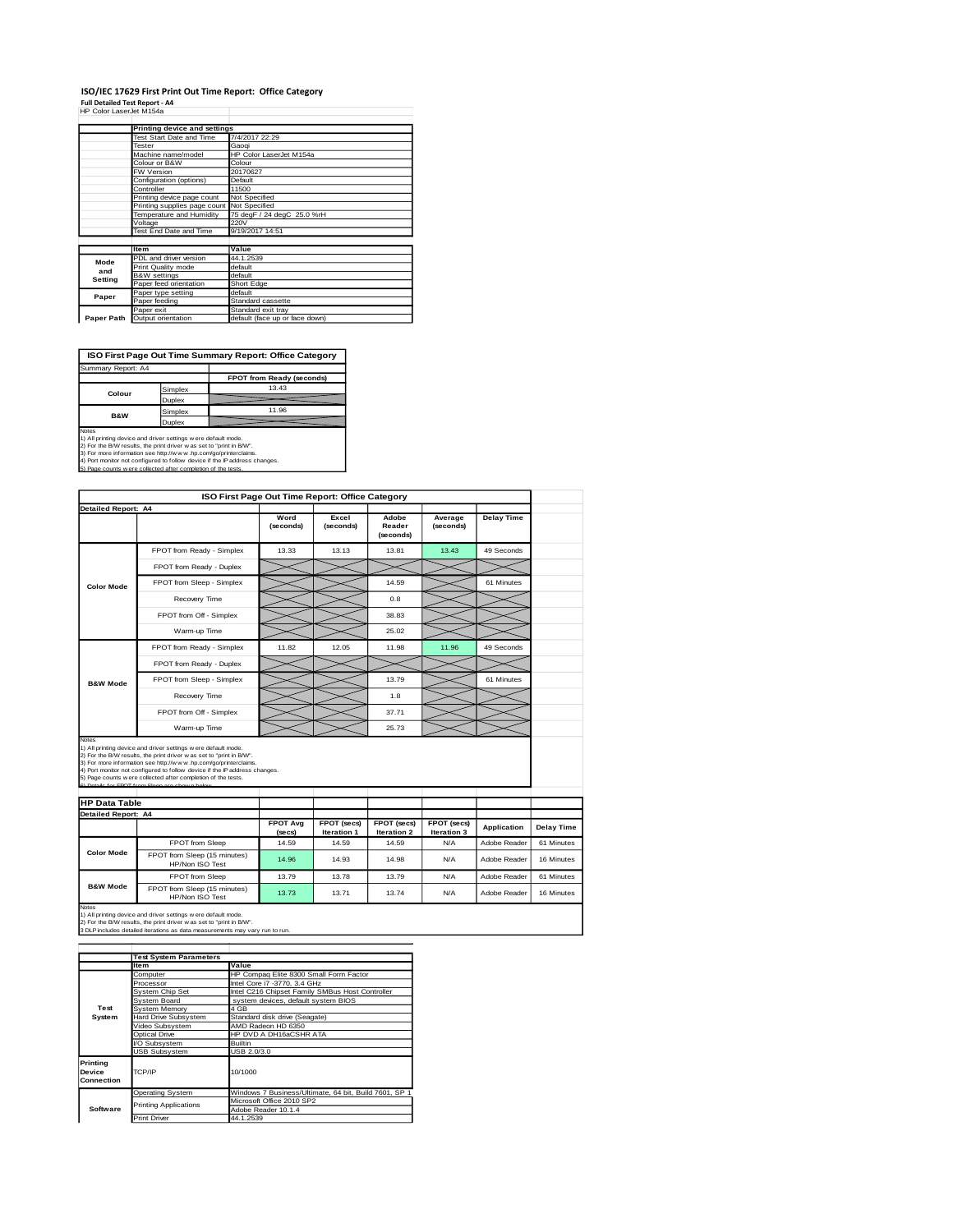# ISO/IEC 17629 First Print Out Time Report: Office Category

**Full Detailed Test Report - A4**

HP Color LaserJet M154a

| | Printing device and settings | |
|---|---|---|
| | Test Start Date and Time | 7/4/2017 22:29 |
| | Tester | Gaoqi |
| | Machine name/model | HP Color LaserJet M154a |
| | Colour or B&W | Colour |
| | FW Version | 20170627 |
| | Configuration (options) | Default |
| | Controller | 11500 |
| | Printing device page count | Not Specified |
| | Printing supplies page count | Not Specified |
| | Temperature and Humidity | 75 degF / 24 degC 25.0 %rH |
| | Voltage | 220V |
| | Test End Date and Time | 9/19/2017 14:51 |

| | Item | Value |
|---|---|---|
| Mode and Setting | PDL and driver version | 44.1.2539 |
| | Print Quality mode | default |
| | B&W settings | default |
| | Paper feed orientation | Short Edge |
| Paper | Paper type setting | default |
| | Paper feeding | Standard cassette |
| Paper Path | Paper exit | Standard exit tray |
| | Output orientation | default (face up or face down) |

**ISO First Page Out Time Summary Report: Office Category**

| Summary Report: A4 | | FPOT from Ready (seconds) |
|---|---|---|
| Colour | Simplex | 13.43 |
| | Duplex | |
| B&W | Simplex | 11.96 |
| | Duplex | |

Notes
1) All printing device and driver settings were default mode.
2) For the B/W results, the print driver was set to "print in B/W".
3) For more information see http://www.hp.com/go/printerclaims.
4) Port monitor not configured to follow device if the IP address changes.
5) Page counts were collected after completion of the tests.

**ISO First Page Out Time Report: Office Category**

| Detailed Report: A4 | | Word (seconds) | Excel (seconds) | Adobe Reader (seconds) | Average (seconds) | Delay Time |
|---|---|---|---|---|---|---|
| Color Mode | FPOT from Ready - Simplex | 13.33 | 13.13 | 13.81 | 13.43 | 49 Seconds |
| | FPOT from Ready - Duplex | | | | | |
| | FPOT from Sleep - Simplex | | | 14.59 | | 61 Minutes |
| | Recovery Time | | | 0.8 | | |
| | FPOT from Off - Simplex | | | 38.83 | | |
| | Warm-up Time | | | 25.02 | | |
| B&W Mode | FPOT from Ready - Simplex | 11.82 | 12.05 | 11.98 | 11.96 | 49 Seconds |
| | FPOT from Ready - Duplex | | | | | |
| | FPOT from Sleep - Simplex | | | 13.79 | | 61 Minutes |
| | Recovery Time | | | 1.8 | | |
| | FPOT from Off - Simplex | | | 37.71 | | |
| | Warm-up Time | | | 25.73 | | |

Notes
1) All printing device and driver settings were default mode.
2) For the B/W results, the print driver was set to "print in B/W".
3) For more information see http://www.hp.com/go/printerclaims.
4) Port monitor not configured to follow device if the IP address changes.
5) Page counts were collected after completion of the tests.
6) Details for FPOT from Sleep are shown below.

**HP Data Table**

| Detailed Report: A4 | | FPOT Avg (secs) | FPOT (secs) Iteration 1 | FPOT (secs) Iteration 2 | FPOT (secs) Iteration 3 | Application | Delay Time |
|---|---|---|---|---|---|---|---|
| Color Mode | FPOT from Sleep | 14.59 | 14.59 | 14.59 | N/A | Adobe Reader | 61 Minutes |
| | FPOT from Sleep (15 minutes) HP/Non ISO Test | 14.96 | 14.93 | 14.98 | N/A | Adobe Reader | 16 Minutes |
| B&W Mode | FPOT from Sleep | 13.79 | 13.78 | 13.79 | N/A | Adobe Reader | 61 Minutes |
| | FPOT from Sleep (15 minutes) HP/Non ISO Test | 13.73 | 13.71 | 13.74 | N/A | Adobe Reader | 16 Minutes |

Notes
1) All printing device and driver settings were default mode.
2) For the B/W results, the print driver was set to "print in B/W".
3 DLP includes detailed iterations as data measurements may vary run to run.

| | Test System Parameters | |
|---|---|---|
| | Item | Value |
| Test System | Computer | HP Compaq Elite 8300 Small Form Factor |
| | Processor | Intel Core i7 -3770, 3.4 GHz |
| | System Chip Set | Intel C216 Chipset Family SMBus Host Controller |
| | System Board | system devices, default system BIOS |
| | System Memory | 4 GB |
| | Hard Drive Subsystem | Standard disk drive (Seagate) |
| | Video Subsystem | AMD Radeon HD 6350 |
| | Optical Drive | HP DVD A DH16aCSHR ATA |
| | I/O Subsystem | Builtin |
| | USB Subsystem | USB 2.0/3.0 |
| Printing Device Connection | TCP/IP | 10/1000 |
| Software | Operating System | Windows 7 Business/Ultimate, 64 bit, Build 7601, SP 1 |
| | Printing Applications | Microsoft Office 2010 SP2 |
| | | Adobe Reader 10.1.4 |
| | Print Driver | 44.1.2539 |